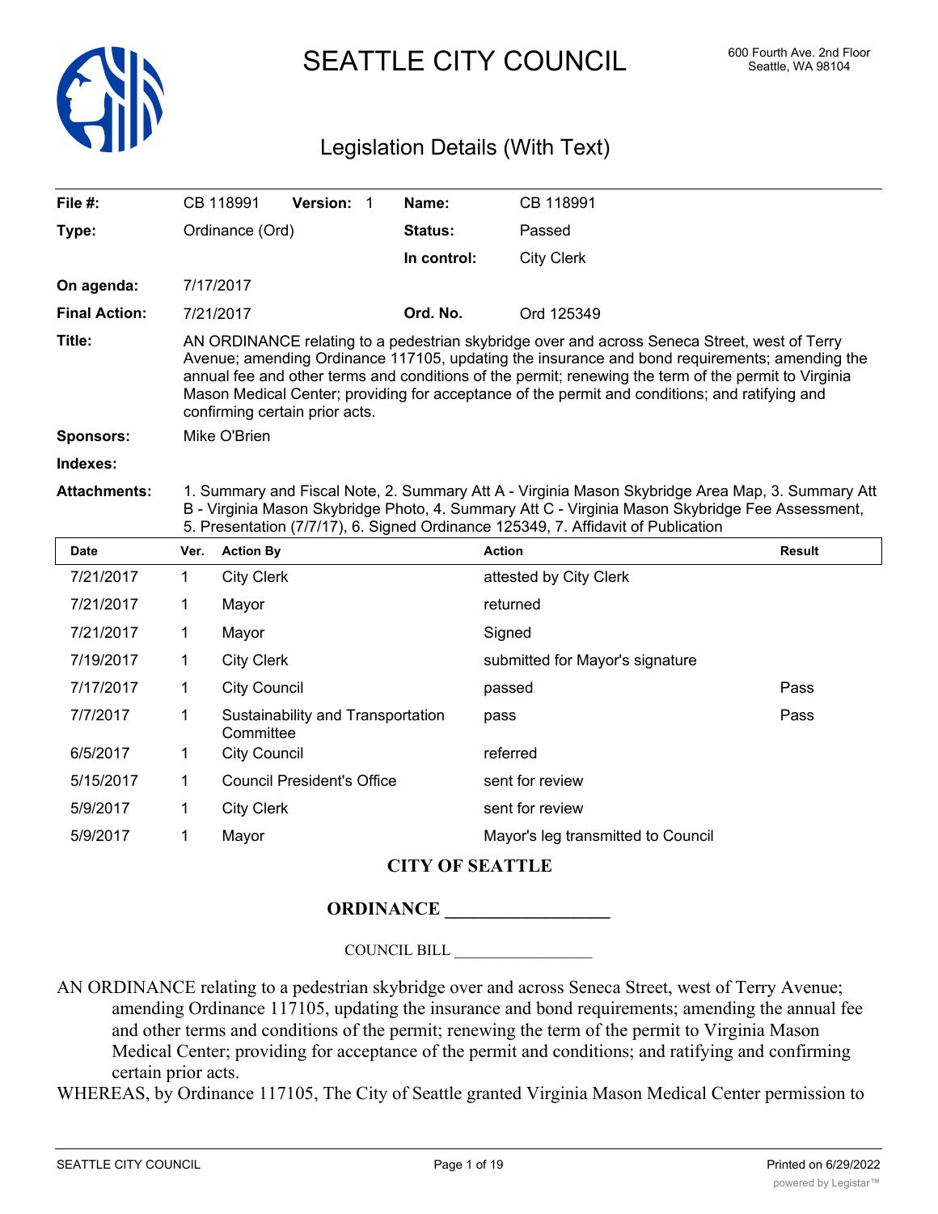# SEATTLE CITY COUNCIL

600 Fourth Ave. 2nd Floor
Seattle, WA 98104

## Legislation Details (With Text)

| | | | |
|---|---|---|---|
| **File #:** | CB 118991 **Version:** 1 | **Name:** | CB 118991 |
| **Type:** | Ordinance (Ord) | **Status:** | Passed |
| | | **In control:** | City Clerk |
| **On agenda:** | 7/17/2017 | | |
| **Final Action:** | 7/21/2017 | **Ord. No.** | Ord 125349 |

**Title:** AN ORDINANCE relating to a pedestrian skybridge over and across Seneca Street, west of Terry Avenue; amending Ordinance 117105, updating the insurance and bond requirements; amending the annual fee and other terms and conditions of the permit; renewing the term of the permit to Virginia Mason Medical Center; providing for acceptance of the permit and conditions; and ratifying and confirming certain prior acts.

**Sponsors:** Mike O'Brien

**Indexes:**

**Attachments:** 1. Summary and Fiscal Note, 2. Summary Att A - Virginia Mason Skybridge Area Map, 3. Summary Att B - Virginia Mason Skybridge Photo, 4. Summary Att C - Virginia Mason Skybridge Fee Assessment, 5. Presentation (7/7/17), 6. Signed Ordinance 125349, 7. Affidavit of Publication

| Date | Ver. | Action By | Action | Result |
|---|---|---|---|---|
| 7/21/2017 | 1 | City Clerk | attested by City Clerk | |
| 7/21/2017 | 1 | Mayor | returned | |
| 7/21/2017 | 1 | Mayor | Signed | |
| 7/19/2017 | 1 | City Clerk | submitted for Mayor's signature | |
| 7/17/2017 | 1 | City Council | passed | Pass |
| 7/7/2017 | 1 | Sustainability and Transportation Committee | pass | Pass |
| 6/5/2017 | 1 | City Council | referred | |
| 5/15/2017 | 1 | Council President's Office | sent for review | |
| 5/9/2017 | 1 | City Clerk | sent for review | |
| 5/9/2017 | 1 | Mayor | Mayor's leg transmitted to Council | |

**CITY OF SEATTLE**

**ORDINANCE __________________**

COUNCIL BILL __________________

AN ORDINANCE relating to a pedestrian skybridge over and across Seneca Street, west of Terry Avenue; amending Ordinance 117105, updating the insurance and bond requirements; amending the annual fee and other terms and conditions of the permit; renewing the term of the permit to Virginia Mason Medical Center; providing for acceptance of the permit and conditions; and ratifying and confirming certain prior acts.

WHEREAS, by Ordinance 117105, The City of Seattle granted Virginia Mason Medical Center permission to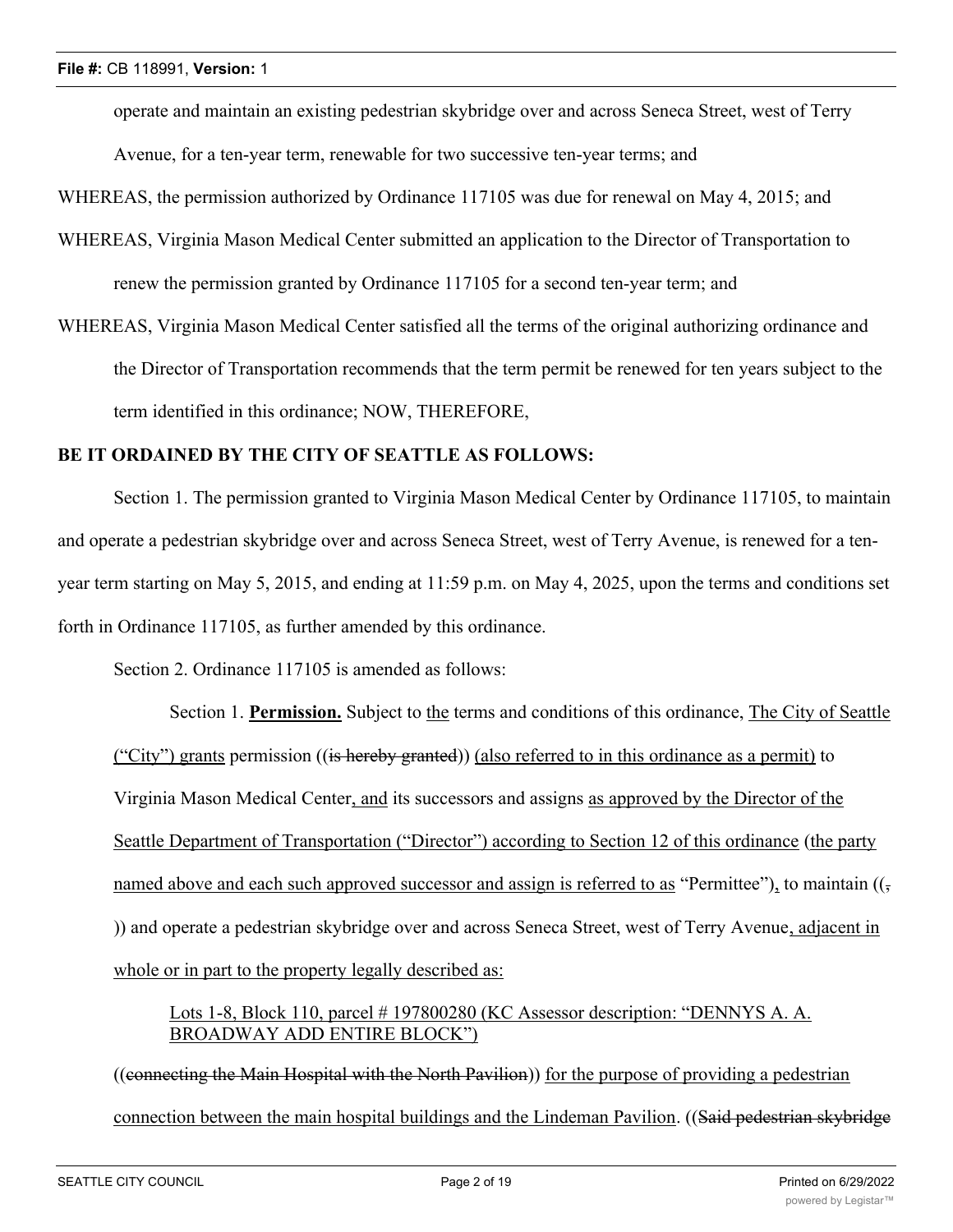operate and maintain an existing pedestrian skybridge over and across Seneca Street, west of Terry Avenue, for a ten-year term, renewable for two successive ten-year terms; and

WHEREAS, the permission authorized by Ordinance 117105 was due for renewal on May 4, 2015; and

WHEREAS, Virginia Mason Medical Center submitted an application to the Director of Transportation to renew the permission granted by Ordinance 117105 for a second ten-year term; and

WHEREAS, Virginia Mason Medical Center satisfied all the terms of the original authorizing ordinance and the Director of Transportation recommends that the term permit be renewed for ten years subject to the term identified in this ordinance; NOW, THEREFORE,

**BE IT ORDAINED BY THE CITY OF SEATTLE AS FOLLOWS:**

Section 1. The permission granted to Virginia Mason Medical Center by Ordinance 117105, to maintain and operate a pedestrian skybridge over and across Seneca Street, west of Terry Avenue, is renewed for a ten-year term starting on May 5, 2015, and ending at 11:59 p.m. on May 4, 2025, upon the terms and conditions set forth in Ordinance 117105, as further amended by this ordinance.

Section 2. Ordinance 117105 is amended as follows:

Section 1. **Permission.** Subject to <u>the</u> terms and conditions of this ordinance, <u>The City of Seattle ("City") grants</u> permission ((~~is hereby granted~~)) <u>(also referred to in this ordinance as a permit)</u> to Virginia Mason Medical Center<u>, and</u> its successors and assigns <u>as approved by the Director of the Seattle Department of Transportation ("Director") according to Section 12 of this ordinance</u> <u>(the party named above and each such approved successor and assign is referred to as</u> "Permittee")<u>,</u> to maintain ((~~,~~ )) and operate a pedestrian skybridge over and across Seneca Street, west of Terry Avenue<u>, adjacent in whole or in part to the property legally described as:</u>

<u>Lots 1-8, Block 110, parcel # 197800280 (KC Assessor description: "DENNYS A. A. BROADWAY ADD ENTIRE BLOCK")</u>

((~~connecting the Main Hospital with the North Pavilion~~)) <u>for the purpose of providing a pedestrian connection between the main hospital buildings and the Lindeman Pavilion</u>. ((~~Said pedestrian skybridge~~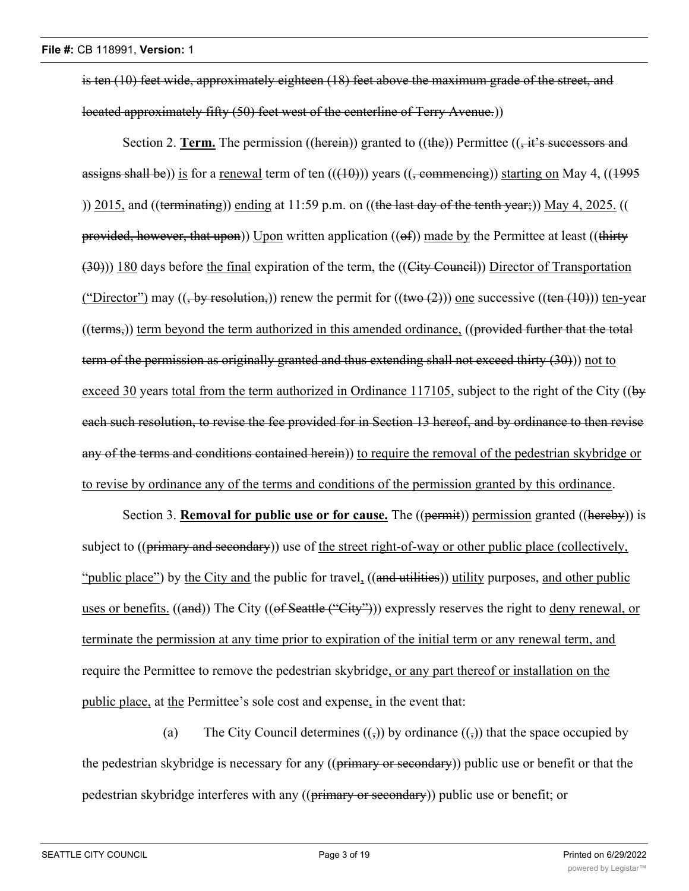is ten (10) feet wide, approximately eighteen (18) feet above the maximum grade of the street, and located approximately fifty (50) feet west of the centerline of Terry Avenue.))

Section 2. **Term.** The permission ((herein)) granted to ((the)) Permittee ((, it's successors and assigns shall be)) is for a renewal term of ten (((10))) years ((, commencing)) starting on May 4, ((1995 )) 2015, and ((terminating)) ending at 11:59 p.m. on ((the last day of the tenth year;)) May 4, 2025. (( provided, however, that upon)) Upon written application ((of)) made by the Permittee at least ((thirty (30))) 180 days before the final expiration of the term, the ((City Council)) Director of Transportation ("Director") may ((, by resolution,)) renew the permit for ((two (2))) one successive ((ten (10))) ten-year ((terms,)) term beyond the term authorized in this amended ordinance, ((provided further that the total term of the permission as originally granted and thus extending shall not exceed thirty (30))) not to exceed 30 years total from the term authorized in Ordinance 117105, subject to the right of the City ((by each such resolution, to revise the fee provided for in Section 13 hereof, and by ordinance to then revise any of the terms and conditions contained herein)) to require the removal of the pedestrian skybridge or to revise by ordinance any of the terms and conditions of the permission granted by this ordinance.

Section 3. **Removal for public use or for cause.** The ((permit)) permission granted ((hereby)) is subject to ((primary and secondary)) use of the street right-of-way or other public place (collectively, "public place") by the City and the public for travel, ((and utilities)) utility purposes, and other public uses or benefits. ((and)) The City ((of Seattle ("City"))) expressly reserves the right to deny renewal, or terminate the permission at any time prior to expiration of the initial term or any renewal term, and require the Permittee to remove the pedestrian skybridge, or any part thereof or installation on the public place, at the Permittee's sole cost and expense, in the event that:

(a) The City Council determines ((,)) by ordinance ((,)) that the space occupied by the pedestrian skybridge is necessary for any ((primary or secondary)) public use or benefit or that the pedestrian skybridge interferes with any ((primary or secondary)) public use or benefit; or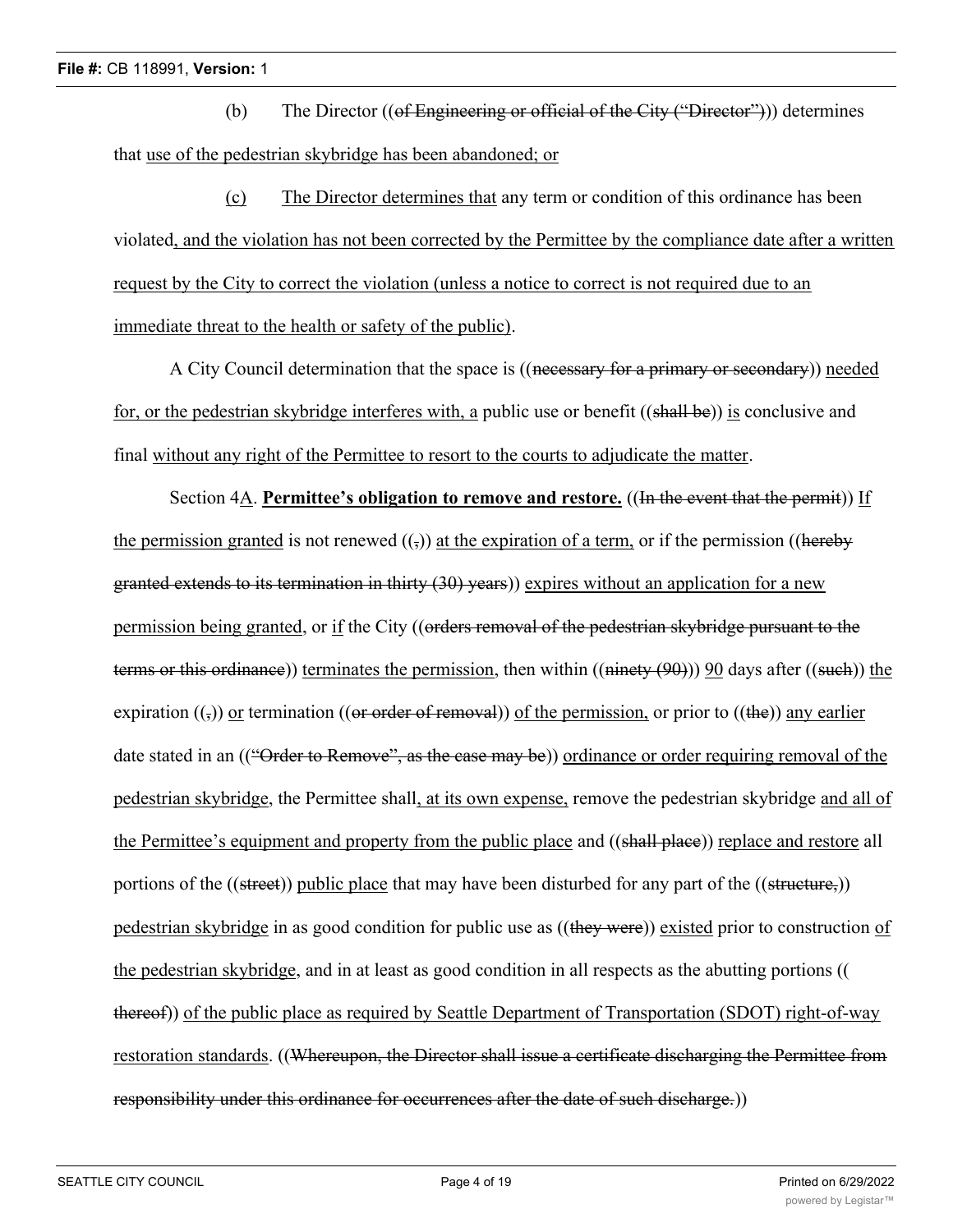(b) The Director ((of Engineering or official of the City ("Director"))) determines that use of the pedestrian skybridge has been abandoned; or

(c) The Director determines that any term or condition of this ordinance has been violated, and the violation has not been corrected by the Permittee by the compliance date after a written request by the City to correct the violation (unless a notice to correct is not required due to an immediate threat to the health or safety of the public).

A City Council determination that the space is ((necessary for a primary or secondary)) needed for, or the pedestrian skybridge interferes with, a public use or benefit ((shall be)) is conclusive and final without any right of the Permittee to resort to the courts to adjudicate the matter.

Section 4A. **Permittee's obligation to remove and restore.** ((In the event that the permit)) If the permission granted is not renewed ((,)) at the expiration of a term, or if the permission ((hereby granted extends to its termination in thirty (30) years)) expires without an application for a new permission being granted, or if the City ((orders removal of the pedestrian skybridge pursuant to the terms or this ordinance)) terminates the permission, then within ((ninety (90))) 90 days after ((such)) the expiration ((,)) or termination ((or order of removal)) of the permission, or prior to ((the)) any earlier date stated in an (("Order to Remove", as the case may be)) ordinance or order requiring removal of the pedestrian skybridge, the Permittee shall, at its own expense, remove the pedestrian skybridge and all of the Permittee's equipment and property from the public place and ((shall place)) replace and restore all portions of the ((street)) public place that may have been disturbed for any part of the ((structure,)) pedestrian skybridge in as good condition for public use as ((they were)) existed prior to construction of the pedestrian skybridge, and in at least as good condition in all respects as the abutting portions ((thereof)) of the public place as required by Seattle Department of Transportation (SDOT) right-of-way restoration standards. ((Whereupon, the Director shall issue a certificate discharging the Permittee from responsibility under this ordinance for occurrences after the date of such discharge.))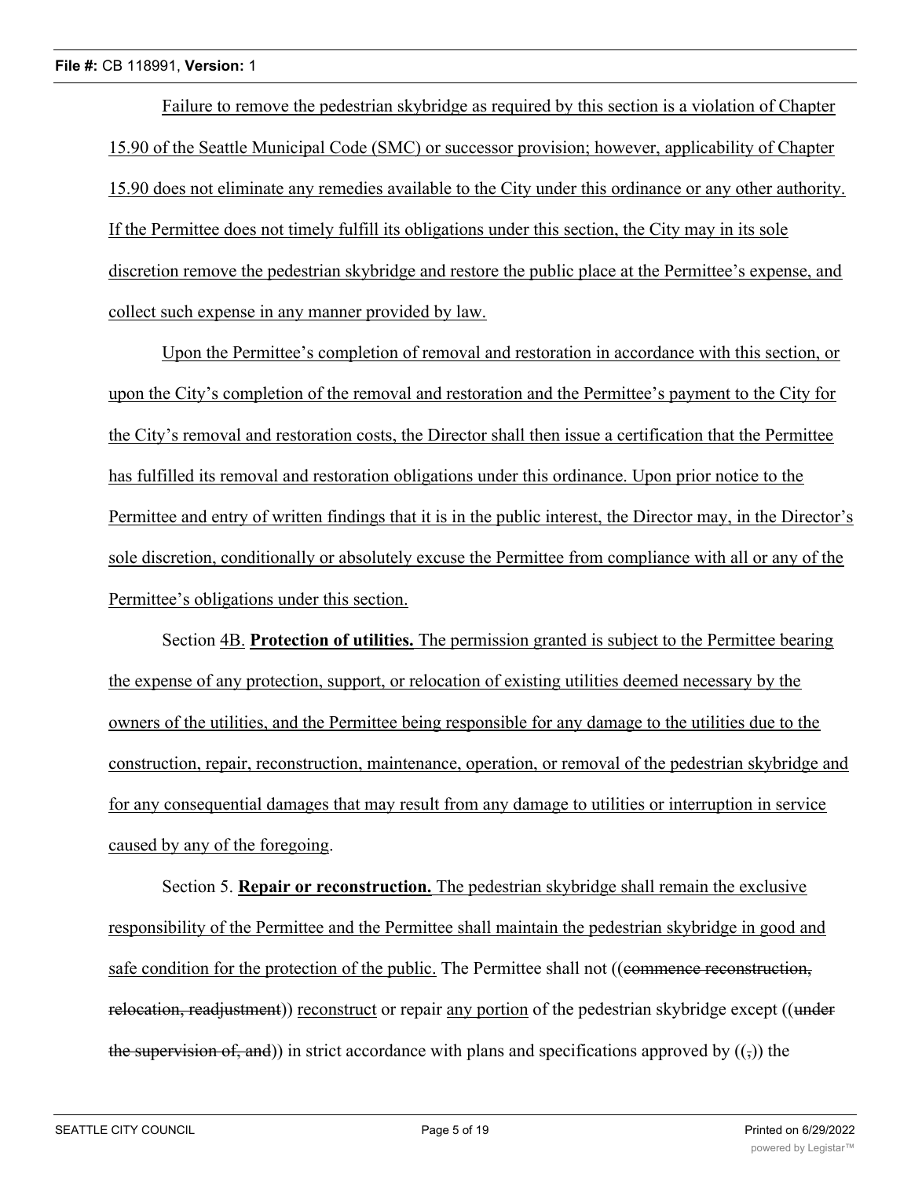Failure to remove the pedestrian skybridge as required by this section is a violation of Chapter 15.90 of the Seattle Municipal Code (SMC) or successor provision; however, applicability of Chapter 15.90 does not eliminate any remedies available to the City under this ordinance or any other authority. If the Permittee does not timely fulfill its obligations under this section, the City may in its sole discretion remove the pedestrian skybridge and restore the public place at the Permittee's expense, and collect such expense in any manner provided by law.

Upon the Permittee's completion of removal and restoration in accordance with this section, or upon the City's completion of the removal and restoration and the Permittee's payment to the City for the City's removal and restoration costs, the Director shall then issue a certification that the Permittee has fulfilled its removal and restoration obligations under this ordinance. Upon prior notice to the Permittee and entry of written findings that it is in the public interest, the Director may, in the Director's sole discretion, conditionally or absolutely excuse the Permittee from compliance with all or any of the Permittee's obligations under this section.

Section 4B. **Protection of utilities.** The permission granted is subject to the Permittee bearing the expense of any protection, support, or relocation of existing utilities deemed necessary by the owners of the utilities, and the Permittee being responsible for any damage to the utilities due to the construction, repair, reconstruction, maintenance, operation, or removal of the pedestrian skybridge and for any consequential damages that may result from any damage to utilities or interruption in service caused by any of the foregoing.

Section 5. **Repair or reconstruction.** The pedestrian skybridge shall remain the exclusive responsibility of the Permittee and the Permittee shall maintain the pedestrian skybridge in good and safe condition for the protection of the public. The Permittee shall not ((~~commence reconstruction, relocation, readjustment~~)) reconstruct or repair any portion of the pedestrian skybridge except ((~~under the supervision of, and~~)) in strict accordance with plans and specifications approved by ((~~,~~)) the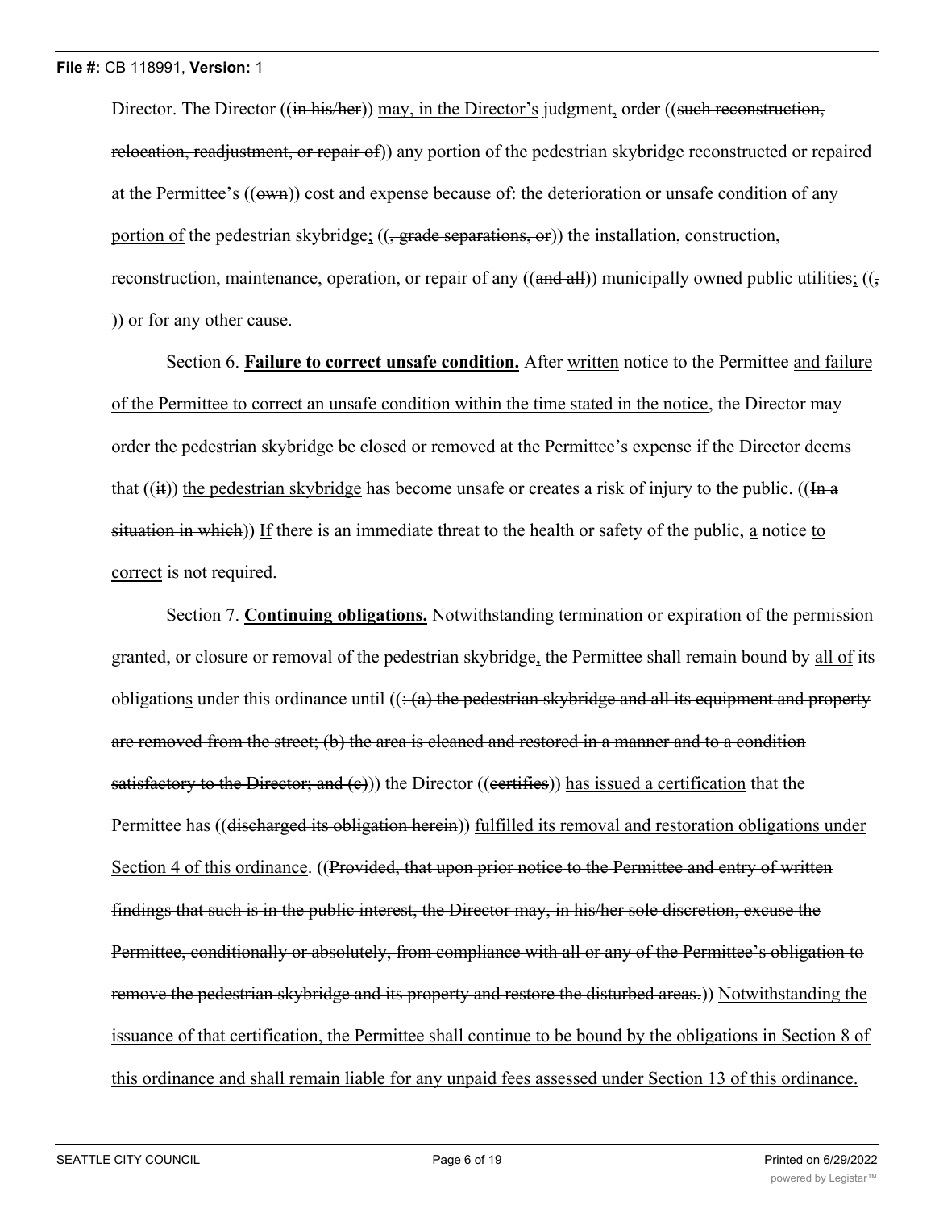Director. The Director ((~~in his/her~~)) <u>may, in the Director's</u> judgment<u>,</u> order ((~~such reconstruction, relocation, readjustment, or repair of~~)) <u>any portion of</u> the pedestrian skybridge <u>reconstructed or repaired</u> at <u>the</u> Permittee's ((~~own~~)) cost and expense because of<u>:</u> the deterioration or unsafe condition of <u>any portion of</u> the pedestrian skybridge<u>;</u> ((~~, grade separations, or~~)) the installation, construction, reconstruction, maintenance, operation, or repair of any ((~~and all~~)) municipally owned public utilities<u>;</u> ((~~,~~)) or for any other cause.

Section 6. **<u>Failure to correct unsafe condition.</u>** After <u>written</u> notice to the Permittee <u>and failure of the Permittee to correct an unsafe condition within the time stated in the notice</u>, the Director may order the pedestrian skybridge <u>be</u> closed <u>or removed at the Permittee's expense</u> if the Director deems that ((~~it~~)) <u>the pedestrian skybridge</u> has become unsafe or creates a risk of injury to the public. ((~~In a situation in which~~)) <u>If</u> there is an immediate threat to the health or safety of the public, <u>a</u> notice <u>to correct</u> is not required.

Section 7. **<u>Continuing obligations.</u>** Notwithstanding termination or expiration of the permission granted, or closure or removal of the pedestrian skybridge<u>,</u> the Permittee shall remain bound by <u>all of</u> its obligation<u>s</u> under this ordinance until ((~~: (a) the pedestrian skybridge and all its equipment and property are removed from the street; (b) the area is cleaned and restored in a manner and to a condition satisfactory to the Director; and (c)~~)) the Director ((~~certifies~~)) <u>has issued a certification</u> that the Permittee has ((~~discharged its obligation herein~~)) <u>fulfilled its removal and restoration obligations under Section 4 of this ordinance</u>. ((~~Provided, that upon prior notice to the Permittee and entry of written findings that such is in the public interest, the Director may, in his/her sole discretion, excuse the Permittee, conditionally or absolutely, from compliance with all or any of the Permittee's obligation to remove the pedestrian skybridge and its property and restore the disturbed areas.~~)) <u>Notwithstanding the issuance of that certification, the Permittee shall continue to be bound by the obligations in Section 8 of this ordinance and shall remain liable for any unpaid fees assessed under Section 13 of this ordinance.</u>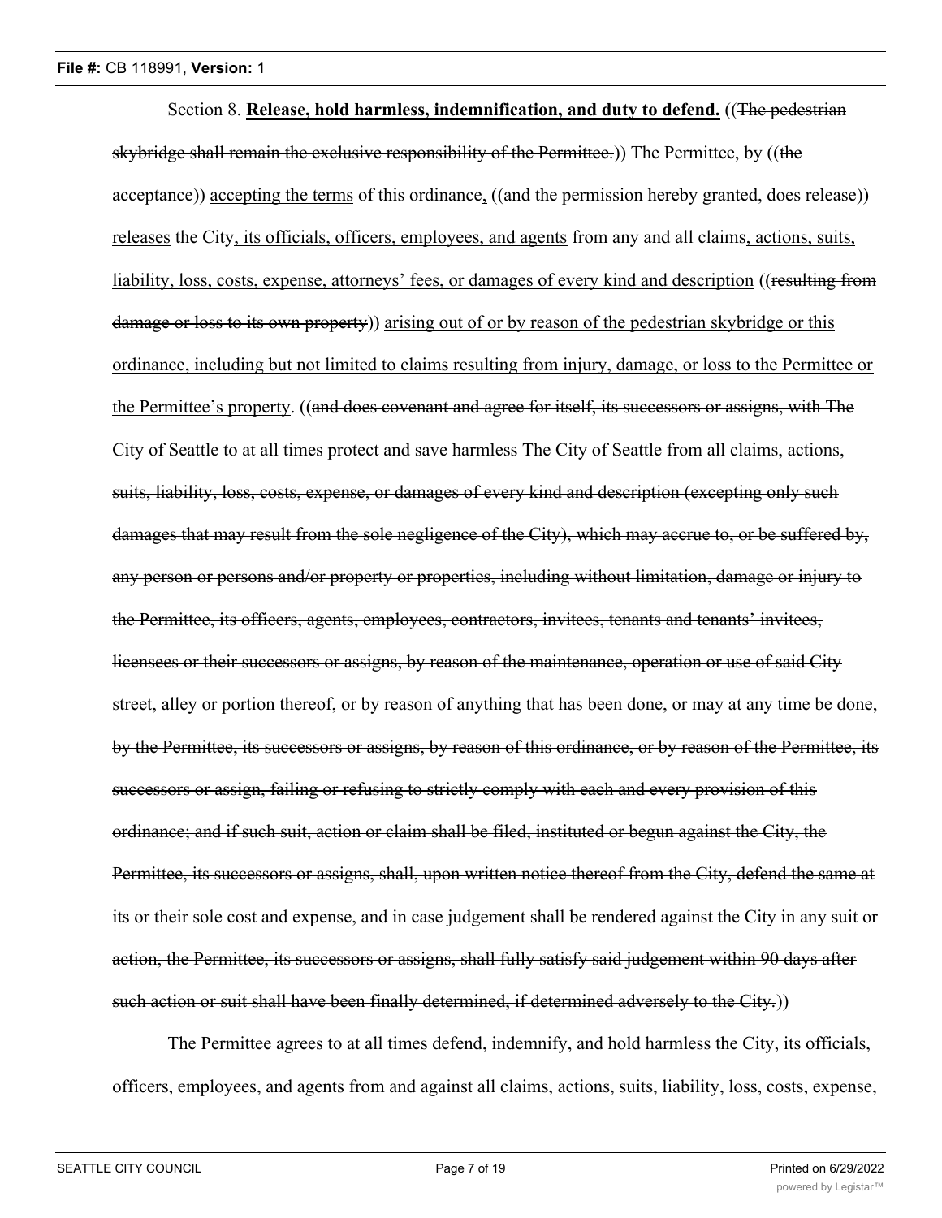Section 8. **Release, hold harmless, indemnification, and duty to defend.** ((~~The pedestrian skybridge shall remain the exclusive responsibility of the Permittee.~~)) The Permittee, by ((~~the acceptance~~)) <u>accepting the terms</u> of this ordinance<u>,</u> ((~~and the permission hereby granted, does release~~)) <u>releases</u> the City<u>, its officials, officers, employees, and agents</u> from any and all claims<u>, actions, suits, liability, loss, costs, expense, attorneys' fees, or damages of every kind and description</u> ((~~resulting from damage or loss to its own property~~)) <u>arising out of or by reason of the pedestrian skybridge or this ordinance, including but not limited to claims resulting from injury, damage, or loss to the Permittee or the Permittee's property</u>. ((~~and does covenant and agree for itself, its successors or assigns, with The City of Seattle to at all times protect and save harmless The City of Seattle from all claims, actions, suits, liability, loss, costs, expense, or damages of every kind and description (excepting only such damages that may result from the sole negligence of the City), which may accrue to, or be suffered by, any person or persons and/or property or properties, including without limitation, damage or injury to the Permittee, its officers, agents, employees, contractors, invitees, tenants and tenants' invitees, licensees or their successors or assigns, by reason of the maintenance, operation or use of said City street, alley or portion thereof, or by reason of anything that has been done, or may at any time be done, by the Permittee, its successors or assigns, by reason of this ordinance, or by reason of the Permittee, its successors or assign, failing or refusing to strictly comply with each and every provision of this ordinance; and if such suit, action or claim shall be filed, instituted or begun against the City, the Permittee, its successors or assigns, shall, upon written notice thereof from the City, defend the same at its or their sole cost and expense, and in case judgement shall be rendered against the City in any suit or action, the Permittee, its successors or assigns, shall fully satisfy said judgement within 90 days after such action or suit shall have been finally determined, if determined adversely to the City.~~))

<u>The Permittee agrees to at all times defend, indemnify, and hold harmless the City, its officials, officers, employees, and agents from and against all claims, actions, suits, liability, loss, costs, expense,</u>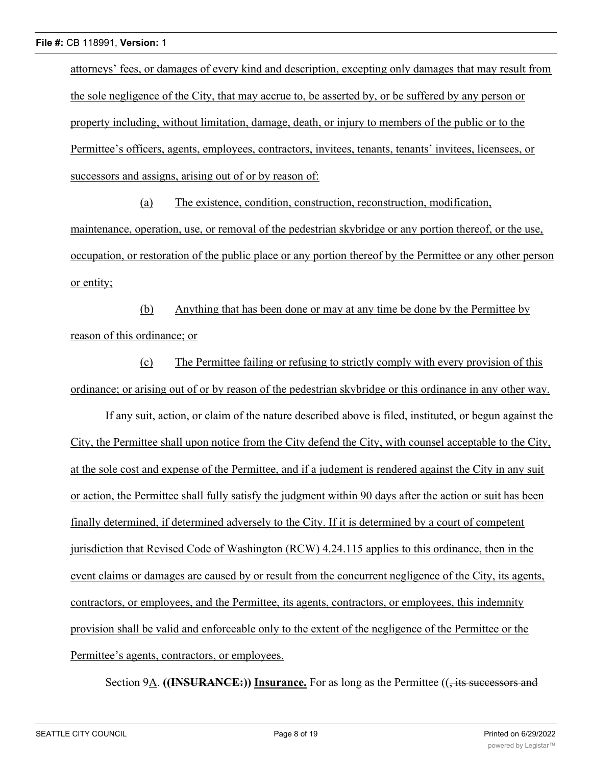attorneys' fees, or damages of every kind and description, excepting only damages that may result from the sole negligence of the City, that may accrue to, be asserted by, or be suffered by any person or property including, without limitation, damage, death, or injury to members of the public or to the Permittee's officers, agents, employees, contractors, invitees, tenants, tenants' invitees, licensees, or successors and assigns, arising out of or by reason of:

(a) The existence, condition, construction, reconstruction, modification, maintenance, operation, use, or removal of the pedestrian skybridge or any portion thereof, or the use, occupation, or restoration of the public place or any portion thereof by the Permittee or any other person or entity;

(b) Anything that has been done or may at any time be done by the Permittee by reason of this ordinance; or

(c) The Permittee failing or refusing to strictly comply with every provision of this ordinance; or arising out of or by reason of the pedestrian skybridge or this ordinance in any other way.

If any suit, action, or claim of the nature described above is filed, instituted, or begun against the City, the Permittee shall upon notice from the City defend the City, with counsel acceptable to the City, at the sole cost and expense of the Permittee, and if a judgment is rendered against the City in any suit or action, the Permittee shall fully satisfy the judgment within 90 days after the action or suit has been finally determined, if determined adversely to the City. If it is determined by a court of competent jurisdiction that Revised Code of Washington (RCW) 4.24.115 applies to this ordinance, then in the event claims or damages are caused by or result from the concurrent negligence of the City, its agents, contractors, or employees, and the Permittee, its agents, contractors, or employees, this indemnity provision shall be valid and enforceable only to the extent of the negligence of the Permittee or the Permittee's agents, contractors, or employees.

Section 9A. **((~~INSURANCE:~~)) Insurance.** For as long as the Permittee ((~~, its successors and~~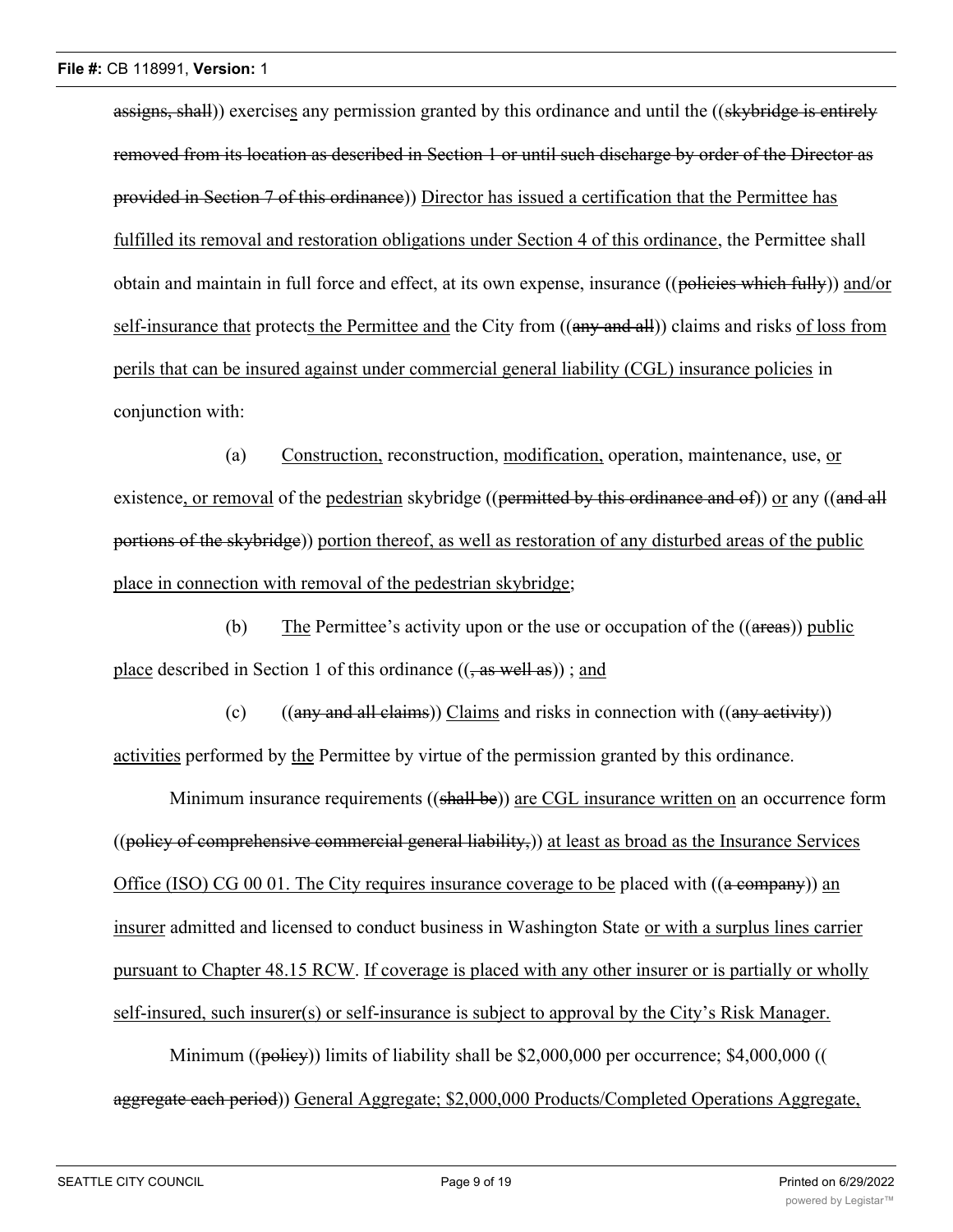assigns, shall)) exercises any permission granted by this ordinance and until the ((skybridge is entirely removed from its location as described in Section 1 or until such discharge by order of the Director as provided in Section 7 of this ordinance)) Director has issued a certification that the Permittee has fulfilled its removal and restoration obligations under Section 4 of this ordinance, the Permittee shall obtain and maintain in full force and effect, at its own expense, insurance ((policies which fully)) and/or self-insurance that protects the Permittee and the City from ((any and all)) claims and risks of loss from perils that can be insured against under commercial general liability (CGL) insurance policies in conjunction with:

(a) Construction, reconstruction, modification, operation, maintenance, use, or existence, or removal of the pedestrian skybridge ((permitted by this ordinance and of)) or any ((and all portions of the skybridge)) portion thereof, as well as restoration of any disturbed areas of the public place in connection with removal of the pedestrian skybridge;

(b) The Permittee's activity upon or the use or occupation of the ((areas)) public place described in Section 1 of this ordinance ((, as well as)) ; and

(c) ((any and all claims)) Claims and risks in connection with ((any activity)) activities performed by the Permittee by virtue of the permission granted by this ordinance.

Minimum insurance requirements ((shall be)) are CGL insurance written on an occurrence form ((policy of comprehensive commercial general liability,)) at least as broad as the Insurance Services Office (ISO) CG 00 01. The City requires insurance coverage to be placed with ((a company)) an insurer admitted and licensed to conduct business in Washington State or with a surplus lines carrier pursuant to Chapter 48.15 RCW. If coverage is placed with any other insurer or is partially or wholly self-insured, such insurer(s) or self-insurance is subject to approval by the City's Risk Manager.

Minimum ((policy)) limits of liability shall be $2,000,000 per occurrence; $4,000,000 (( aggregate each period)) General Aggregate; $2,000,000 Products/Completed Operations Aggregate,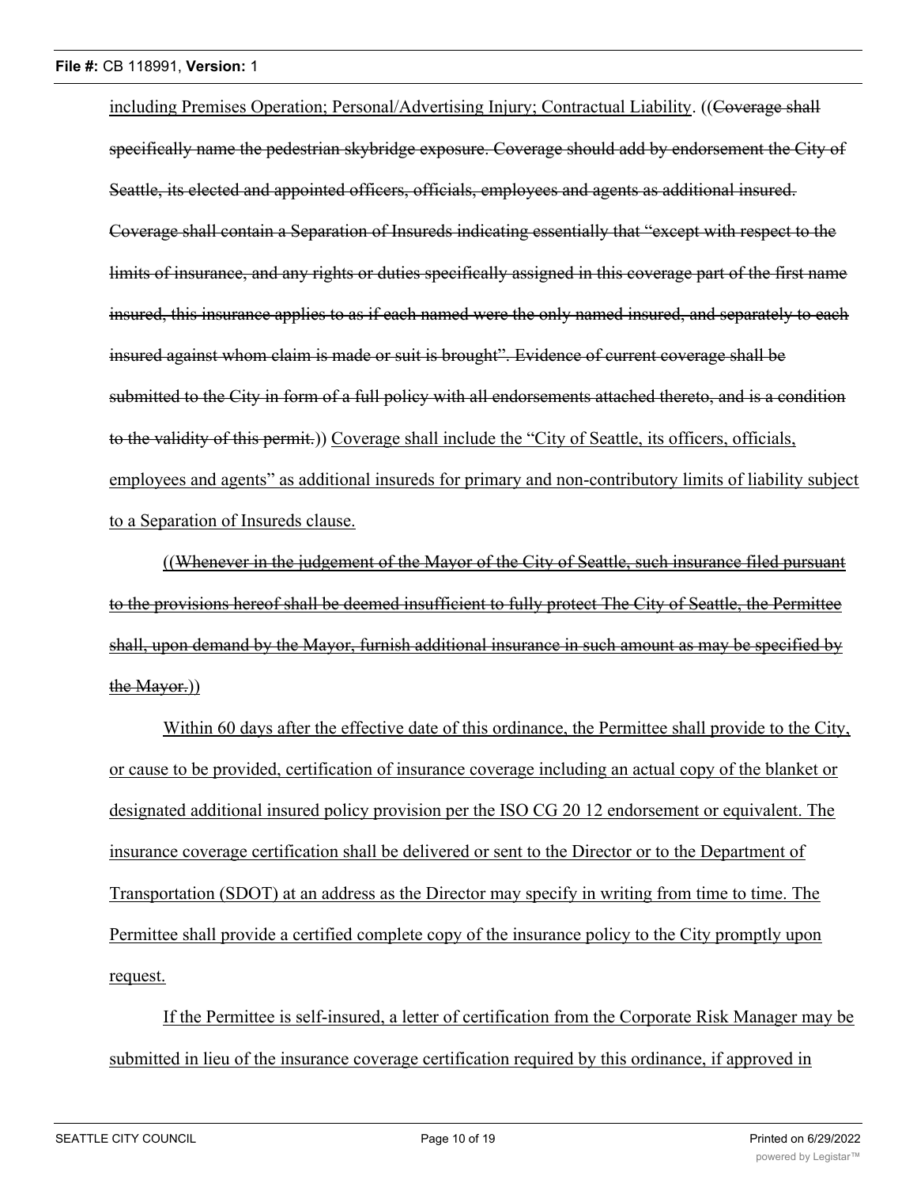including Premises Operation; Personal/Advertising Injury; Contractual Liability. ((~~Coverage shall specifically name the pedestrian skybridge exposure. Coverage should add by endorsement the City of Seattle, its elected and appointed officers, officials, employees and agents as additional insured. Coverage shall contain a Separation of Insureds indicating essentially that "except with respect to the limits of insurance, and any rights or duties specifically assigned in this coverage part of the first name insured, this insurance applies to as if each named were the only named insured, and separately to each insured against whom claim is made or suit is brought". Evidence of current coverage shall be submitted to the City in form of a full policy with all endorsements attached thereto, and is a condition to the validity of this permit.~~)) Coverage shall include the "City of Seattle, its officers, officials, employees and agents" as additional insureds for primary and non-contributory limits of liability subject to a Separation of Insureds clause.

((~~Whenever in the judgement of the Mayor of the City of Seattle, such insurance filed pursuant to the provisions hereof shall be deemed insufficient to fully protect The City of Seattle, the Permittee shall, upon demand by the Mayor, furnish additional insurance in such amount as may be specified by the Mayor.~~))

Within 60 days after the effective date of this ordinance, the Permittee shall provide to the City, or cause to be provided, certification of insurance coverage including an actual copy of the blanket or designated additional insured policy provision per the ISO CG 20 12 endorsement or equivalent. The insurance coverage certification shall be delivered or sent to the Director or to the Department of Transportation (SDOT) at an address as the Director may specify in writing from time to time. The Permittee shall provide a certified complete copy of the insurance policy to the City promptly upon request.

If the Permittee is self-insured, a letter of certification from the Corporate Risk Manager may be submitted in lieu of the insurance coverage certification required by this ordinance, if approved in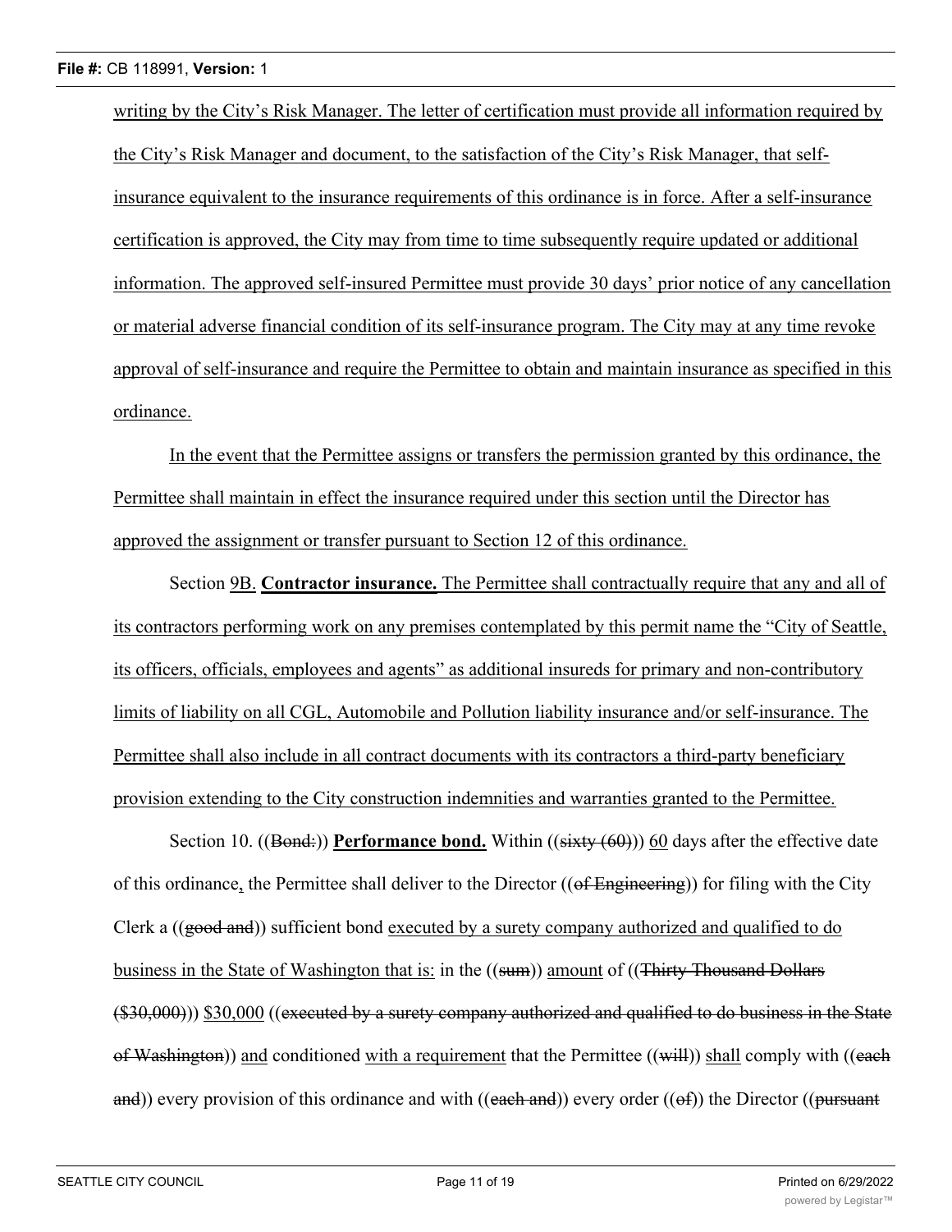writing by the City's Risk Manager. The letter of certification must provide all information required by the City's Risk Manager and document, to the satisfaction of the City's Risk Manager, that self-insurance equivalent to the insurance requirements of this ordinance is in force. After a self-insurance certification is approved, the City may from time to time subsequently require updated or additional information. The approved self-insured Permittee must provide 30 days' prior notice of any cancellation or material adverse financial condition of its self-insurance program. The City may at any time revoke approval of self-insurance and require the Permittee to obtain and maintain insurance as specified in this ordinance.

In the event that the Permittee assigns or transfers the permission granted by this ordinance, the Permittee shall maintain in effect the insurance required under this section until the Director has approved the assignment or transfer pursuant to Section 12 of this ordinance.

Section 9B. **Contractor insurance.** The Permittee shall contractually require that any and all of its contractors performing work on any premises contemplated by this permit name the "City of Seattle, its officers, officials, employees and agents" as additional insureds for primary and non-contributory limits of liability on all CGL, Automobile and Pollution liability insurance and/or self-insurance. The Permittee shall also include in all contract documents with its contractors a third-party beneficiary provision extending to the City construction indemnities and warranties granted to the Permittee.

Section 10. ((~~Bond:~~)) **Performance bond.** Within ((~~sixty (60)~~)) 60 days after the effective date of this ordinance, the Permittee shall deliver to the Director ((~~of Engineering~~)) for filing with the City Clerk a ((~~good and~~)) sufficient bond executed by a surety company authorized and qualified to do business in the State of Washington that is: in the ((~~sum~~)) amount of ((~~Thirty Thousand Dollars ($30,000)~~)) $30,000 ((~~executed by a surety company authorized and qualified to do business in the State of Washington~~)) and conditioned with a requirement that the Permittee ((~~will~~)) shall comply with ((~~each and~~)) every provision of this ordinance and with ((~~each and~~)) every order ((~~of~~)) the Director ((~~pursuant~~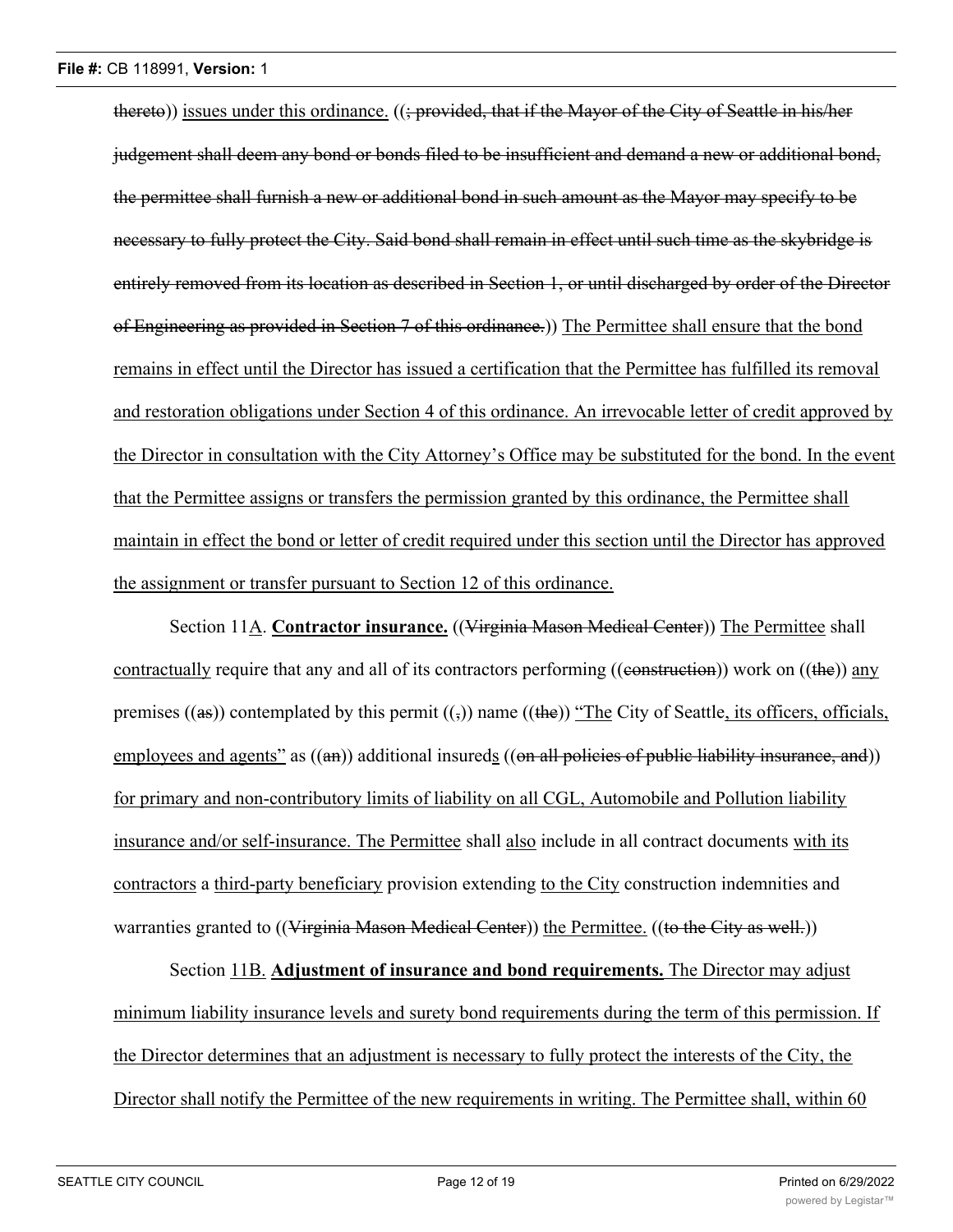~~thereto~~)) issues under this ordinance. ((~~; provided, that if the Mayor of the City of Seattle in his/her judgement shall deem any bond or bonds filed to be insufficient and demand a new or additional bond, the permittee shall furnish a new or additional bond in such amount as the Mayor may specify to be necessary to fully protect the City. Said bond shall remain in effect until such time as the skybridge is entirely removed from its location as described in Section 1, or until discharged by order of the Director of Engineering as provided in Section 7 of this ordinance.~~)) The Permittee shall ensure that the bond remains in effect until the Director has issued a certification that the Permittee has fulfilled its removal and restoration obligations under Section 4 of this ordinance. An irrevocable letter of credit approved by the Director in consultation with the City Attorney's Office may be substituted for the bond. In the event that the Permittee assigns or transfers the permission granted by this ordinance, the Permittee shall maintain in effect the bond or letter of credit required under this section until the Director has approved the assignment or transfer pursuant to Section 12 of this ordinance.

Section 11A. **Contractor insurance.** ((~~Virginia Mason Medical Center~~)) The Permittee shall contractually require that any and all of its contractors performing ((~~construction~~)) work on ((~~the~~)) any premises ((~~as~~)) contemplated by this permit ((~~,~~)) name ((~~the~~)) "The City of Seattle, its officers, officials, employees and agents" as ((~~an~~)) additional insureds ((~~on all policies of public liability insurance, and~~)) for primary and non-contributory limits of liability on all CGL, Automobile and Pollution liability insurance and/or self-insurance. The Permittee shall also include in all contract documents with its contractors a third-party beneficiary provision extending to the City construction indemnities and warranties granted to ((~~Virginia Mason Medical Center~~)) the Permittee. ((~~to the City as well.~~))

Section 11B. **Adjustment of insurance and bond requirements.** The Director may adjust minimum liability insurance levels and surety bond requirements during the term of this permission. If the Director determines that an adjustment is necessary to fully protect the interests of the City, the Director shall notify the Permittee of the new requirements in writing. The Permittee shall, within 60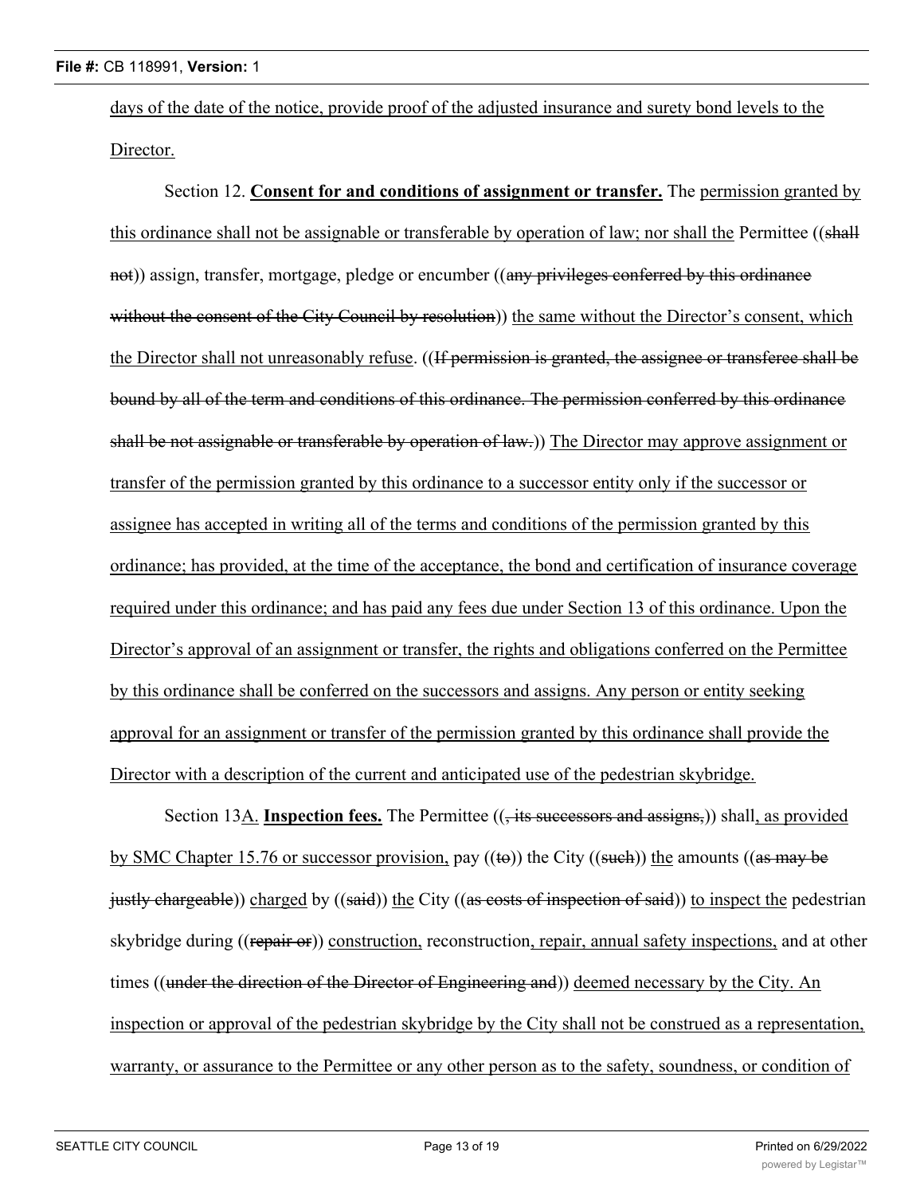days of the date of the notice, provide proof of the adjusted insurance and surety bond levels to the Director.

Section 12. **Consent for and conditions of assignment or transfer.** The permission granted by this ordinance shall not be assignable or transferable by operation of law; nor shall the Permittee ((shall not)) assign, transfer, mortgage, pledge or encumber ((any privileges conferred by this ordinance without the consent of the City Council by resolution)) the same without the Director's consent, which the Director shall not unreasonably refuse. ((If permission is granted, the assignee or transferee shall be bound by all of the term and conditions of this ordinance. The permission conferred by this ordinance shall be not assignable or transferable by operation of law.)) The Director may approve assignment or transfer of the permission granted by this ordinance to a successor entity only if the successor or assignee has accepted in writing all of the terms and conditions of the permission granted by this ordinance; has provided, at the time of the acceptance, the bond and certification of insurance coverage required under this ordinance; and has paid any fees due under Section 13 of this ordinance. Upon the Director's approval of an assignment or transfer, the rights and obligations conferred on the Permittee by this ordinance shall be conferred on the successors and assigns. Any person or entity seeking approval for an assignment or transfer of the permission granted by this ordinance shall provide the Director with a description of the current and anticipated use of the pedestrian skybridge.

Section 13A. **Inspection fees.** The Permittee ((, its successors and assigns,)) shall, as provided by SMC Chapter 15.76 or successor provision, pay ((to)) the City ((such)) the amounts ((as may be justly chargeable)) charged by ((said)) the City ((as costs of inspection of said)) to inspect the pedestrian skybridge during ((repair or)) construction, reconstruction, repair, annual safety inspections, and at other times ((under the direction of the Director of Engineering and)) deemed necessary by the City. An inspection or approval of the pedestrian skybridge by the City shall not be construed as a representation, warranty, or assurance to the Permittee or any other person as to the safety, soundness, or condition of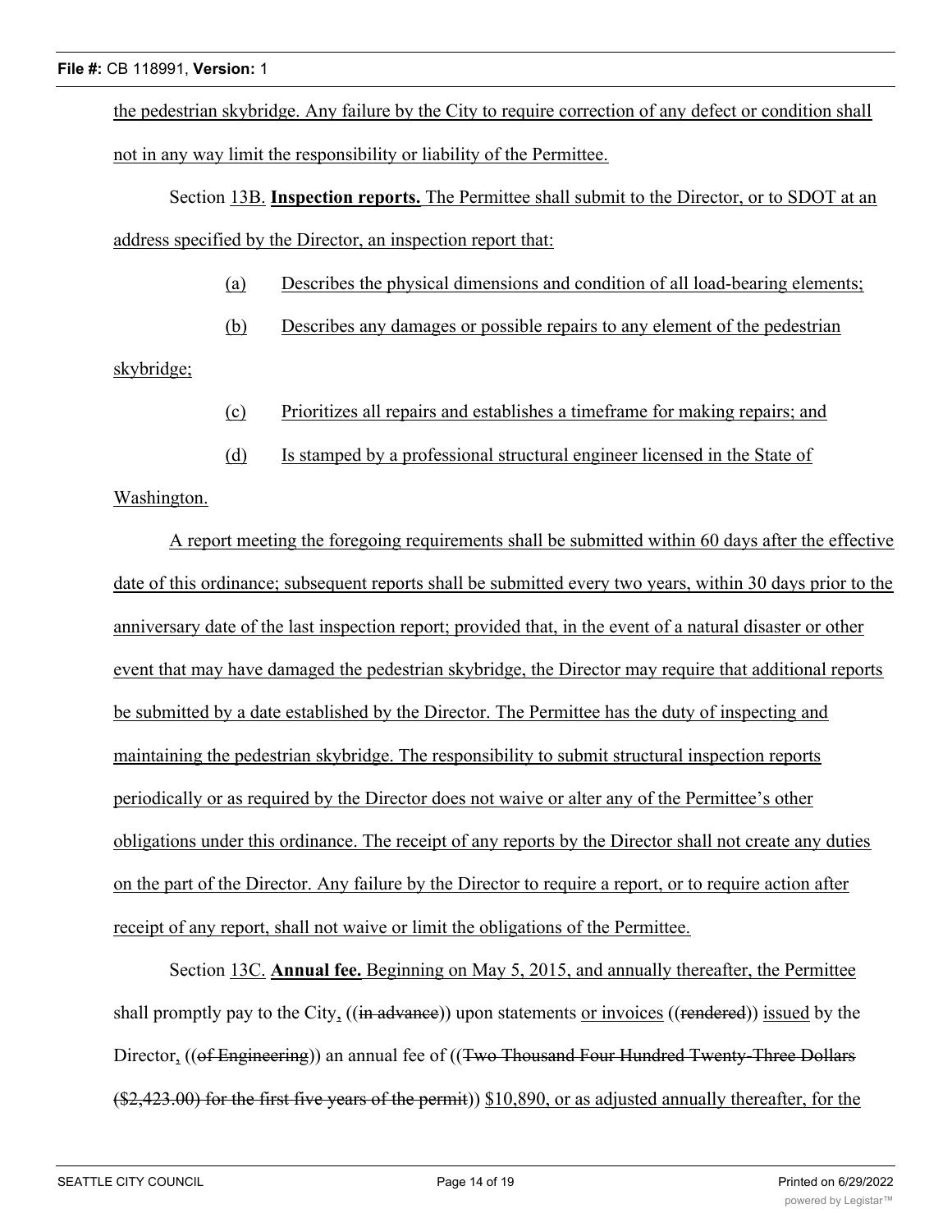the pedestrian skybridge. Any failure by the City to require correction of any defect or condition shall not in any way limit the responsibility or liability of the Permittee.

Section 13B. **Inspection reports.** The Permittee shall submit to the Director, or to SDOT at an address specified by the Director, an inspection report that:

(a) Describes the physical dimensions and condition of all load-bearing elements;

(b) Describes any damages or possible repairs to any element of the pedestrian skybridge;

(c) Prioritizes all repairs and establishes a timeframe for making repairs; and

(d) Is stamped by a professional structural engineer licensed in the State of Washington.

A report meeting the foregoing requirements shall be submitted within 60 days after the effective date of this ordinance; subsequent reports shall be submitted every two years, within 30 days prior to the anniversary date of the last inspection report; provided that, in the event of a natural disaster or other event that may have damaged the pedestrian skybridge, the Director may require that additional reports be submitted by a date established by the Director. The Permittee has the duty of inspecting and maintaining the pedestrian skybridge. The responsibility to submit structural inspection reports periodically or as required by the Director does not waive or alter any of the Permittee's other obligations under this ordinance. The receipt of any reports by the Director shall not create any duties on the part of the Director. Any failure by the Director to require a report, or to require action after receipt of any report, shall not waive or limit the obligations of the Permittee.

Section 13C. **Annual fee.** Beginning on May 5, 2015, and annually thereafter, the Permittee shall promptly pay to the City, ((~~in advance~~)) upon statements or invoices ((~~rendered~~)) issued by the Director, ((~~of Engineering~~)) an annual fee of ((~~Two Thousand Four Hundred Twenty-Three Dollars ($2,423.00) for the first five years of the permit~~)) $10,890, or as adjusted annually thereafter, for the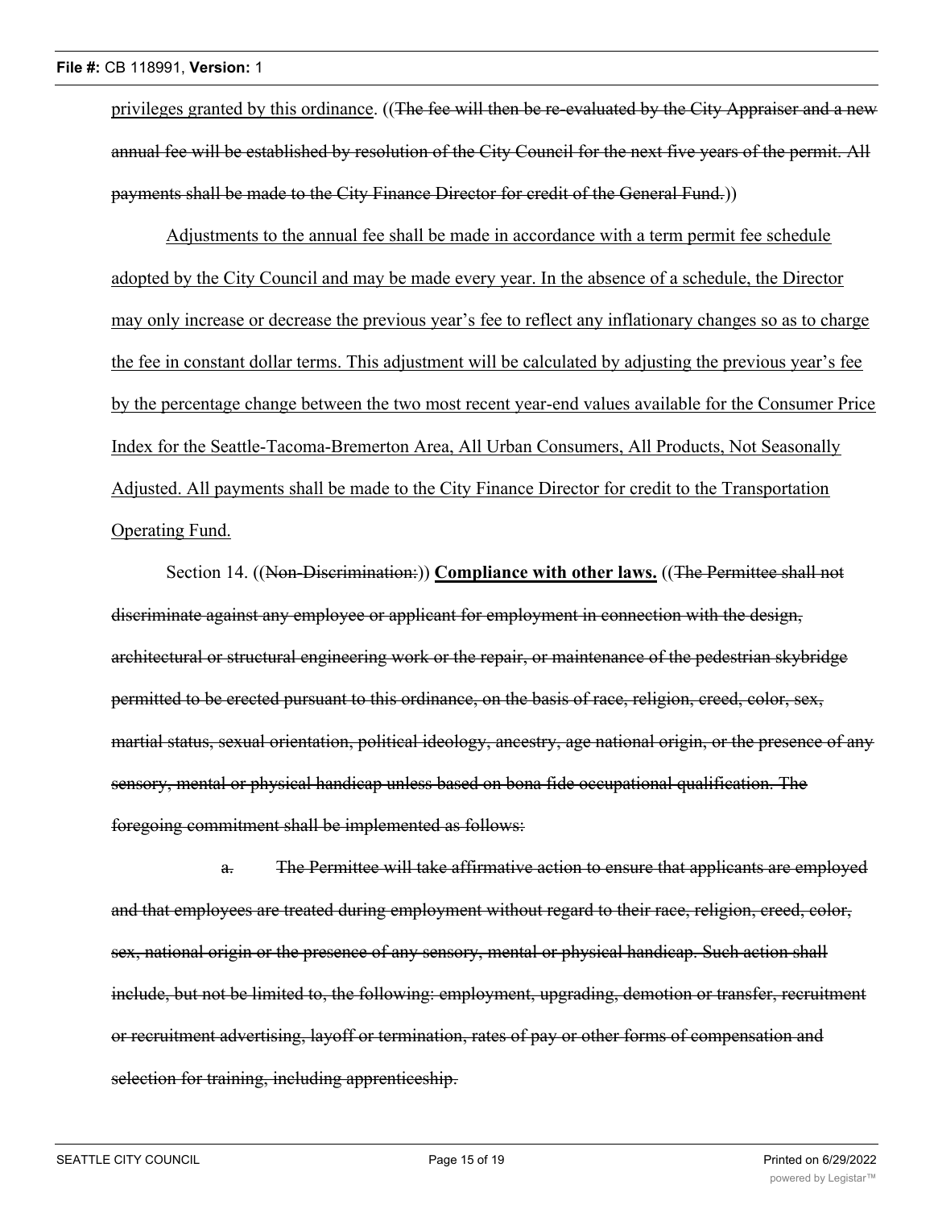privileges granted by this ordinance. ((~~The fee will then be re-evaluated by the City Appraiser and a new annual fee will be established by resolution of the City Council for the next five years of the permit. All payments shall be made to the City Finance Director for credit of the General Fund.~~))

Adjustments to the annual fee shall be made in accordance with a term permit fee schedule adopted by the City Council and may be made every year. In the absence of a schedule, the Director may only increase or decrease the previous year's fee to reflect any inflationary changes so as to charge the fee in constant dollar terms. This adjustment will be calculated by adjusting the previous year's fee by the percentage change between the two most recent year-end values available for the Consumer Price Index for the Seattle-Tacoma-Bremerton Area, All Urban Consumers, All Products, Not Seasonally Adjusted. All payments shall be made to the City Finance Director for credit to the Transportation Operating Fund.

Section 14. ((~~Non-Discrimination:~~)) **Compliance with other laws.** ((~~The Permittee shall not discriminate against any employee or applicant for employment in connection with the design, architectural or structural engineering work or the repair, or maintenance of the pedestrian skybridge permitted to be erected pursuant to this ordinance, on the basis of race, religion, creed, color, sex, martial status, sexual orientation, political ideology, ancestry, age national origin, or the presence of any sensory, mental or physical handicap unless based on bona fide occupational qualification. The foregoing commitment shall be implemented as follows:~~

~~a. The Permittee will take affirmative action to ensure that applicants are employed and that employees are treated during employment without regard to their race, religion, creed, color, sex, national origin or the presence of any sensory, mental or physical handicap. Such action shall include, but not be limited to, the following: employment, upgrading, demotion or transfer, recruitment or recruitment advertising, layoff or termination, rates of pay or other forms of compensation and selection for training, including apprenticeship.~~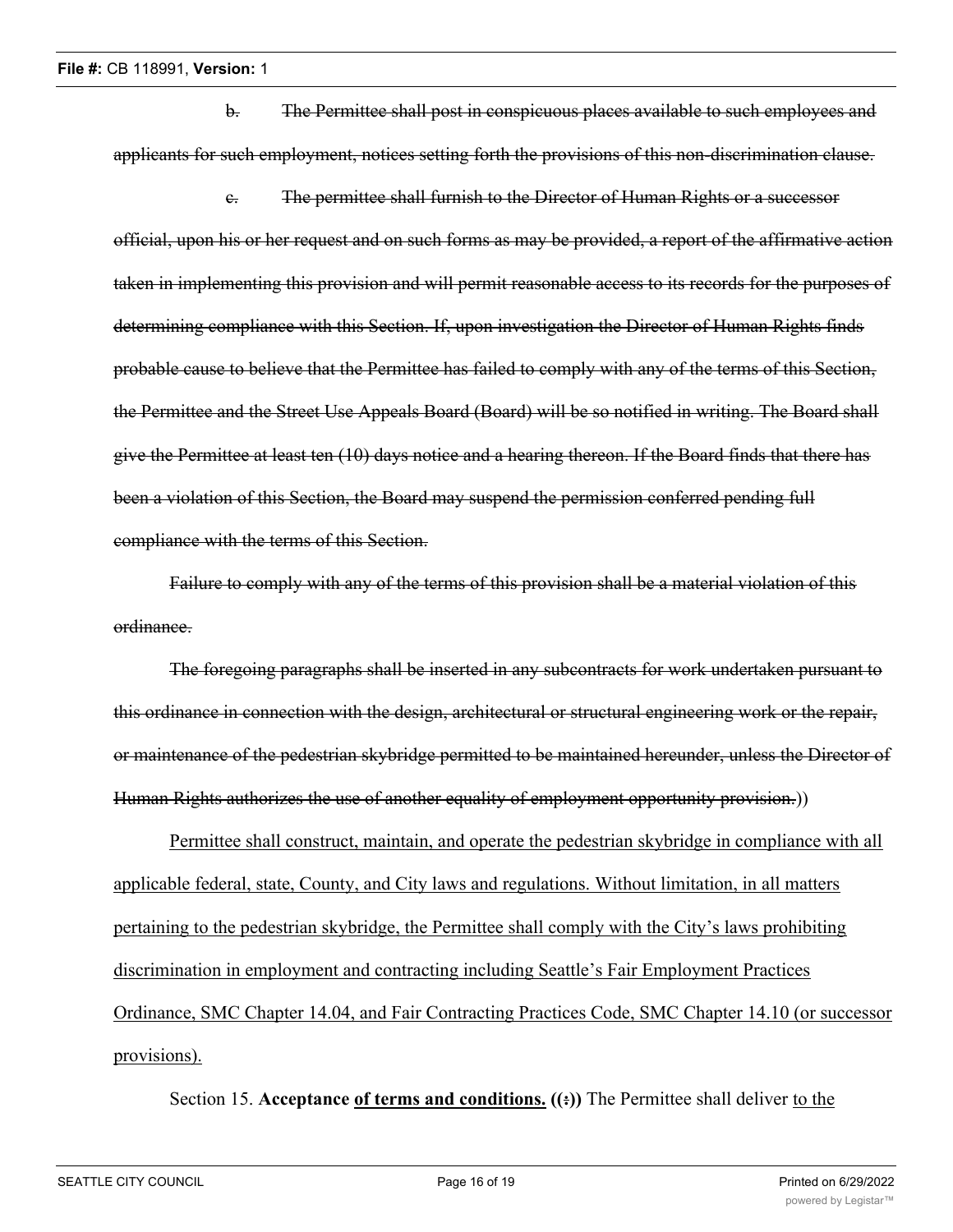~~b. The Permittee shall post in conspicuous places available to such employees and applicants for such employment, notices setting forth the provisions of this non-discrimination clause.~~

~~c. The permittee shall furnish to the Director of Human Rights or a successor official, upon his or her request and on such forms as may be provided, a report of the affirmative action taken in implementing this provision and will permit reasonable access to its records for the purposes of determining compliance with this Section. If, upon investigation the Director of Human Rights finds probable cause to believe that the Permittee has failed to comply with any of the terms of this Section, the Permittee and the Street Use Appeals Board (Board) will be so notified in writing. The Board shall give the Permittee at least ten (10) days notice and a hearing thereon. If the Board finds that there has been a violation of this Section, the Board may suspend the permission conferred pending full compliance with the terms of this Section.~~

~~Failure to comply with any of the terms of this provision shall be a material violation of this ordinance.~~

~~The foregoing paragraphs shall be inserted in any subcontracts for work undertaken pursuant to this ordinance in connection with the design, architectural or structural engineering work or the repair, or maintenance of the pedestrian skybridge permitted to be maintained hereunder, unless the Director of Human Rights authorizes the use of another equality of employment opportunity provision.~~))

<u>Permittee shall construct, maintain, and operate the pedestrian skybridge in compliance with all applicable federal, state, County, and City laws and regulations. Without limitation, in all matters pertaining to the pedestrian skybridge, the Permittee shall comply with the City's laws prohibiting discrimination in employment and contracting including Seattle's Fair Employment Practices Ordinance, SMC Chapter 14.04, and Fair Contracting Practices Code, SMC Chapter 14.10 (or successor provisions).</u>

Section 15. **Acceptance <u>of terms and conditions.</u> ((~~:~~))** The Permittee shall deliver <u>to the</u>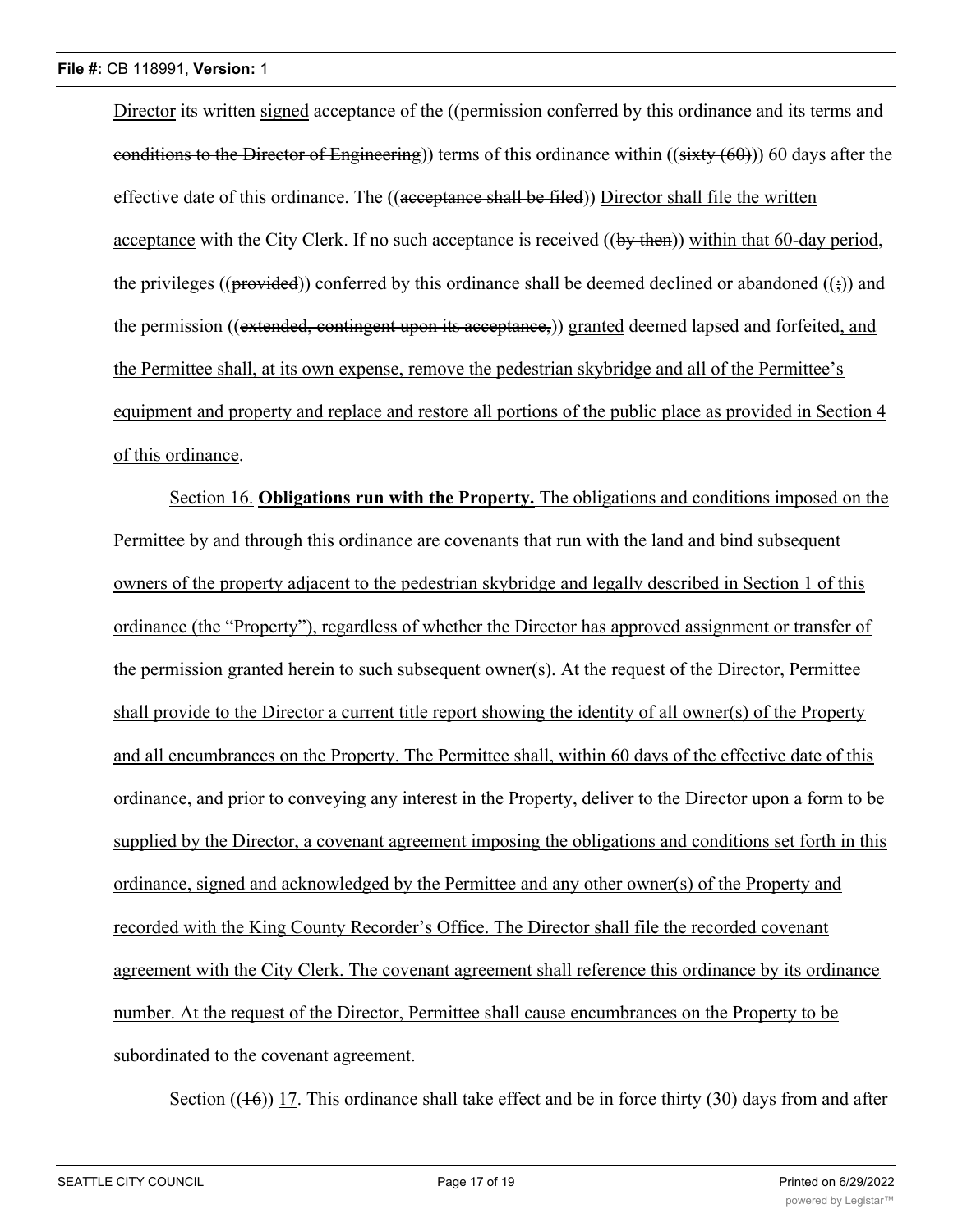Director its written signed acceptance of the ((permission conferred by this ordinance and its terms and conditions to the Director of Engineering)) terms of this ordinance within ((sixty (60))) 60 days after the effective date of this ordinance. The ((acceptance shall be filed)) Director shall file the written acceptance with the City Clerk. If no such acceptance is received ((by then)) within that 60-day period, the privileges ((provided)) conferred by this ordinance shall be deemed declined or abandoned ((;)) and the permission ((extended, contingent upon its acceptance,)) granted deemed lapsed and forfeited, and the Permittee shall, at its own expense, remove the pedestrian skybridge and all of the Permittee's equipment and property and replace and restore all portions of the public place as provided in Section 4 of this ordinance.

Section 16. **Obligations run with the Property.** The obligations and conditions imposed on the Permittee by and through this ordinance are covenants that run with the land and bind subsequent owners of the property adjacent to the pedestrian skybridge and legally described in Section 1 of this ordinance (the "Property"), regardless of whether the Director has approved assignment or transfer of the permission granted herein to such subsequent owner(s). At the request of the Director, Permittee shall provide to the Director a current title report showing the identity of all owner(s) of the Property and all encumbrances on the Property. The Permittee shall, within 60 days of the effective date of this ordinance, and prior to conveying any interest in the Property, deliver to the Director upon a form to be supplied by the Director, a covenant agreement imposing the obligations and conditions set forth in this ordinance, signed and acknowledged by the Permittee and any other owner(s) of the Property and recorded with the King County Recorder's Office. The Director shall file the recorded covenant agreement with the City Clerk. The covenant agreement shall reference this ordinance by its ordinance number. At the request of the Director, Permittee shall cause encumbrances on the Property to be subordinated to the covenant agreement.

Section ((16)) 17. This ordinance shall take effect and be in force thirty (30) days from and after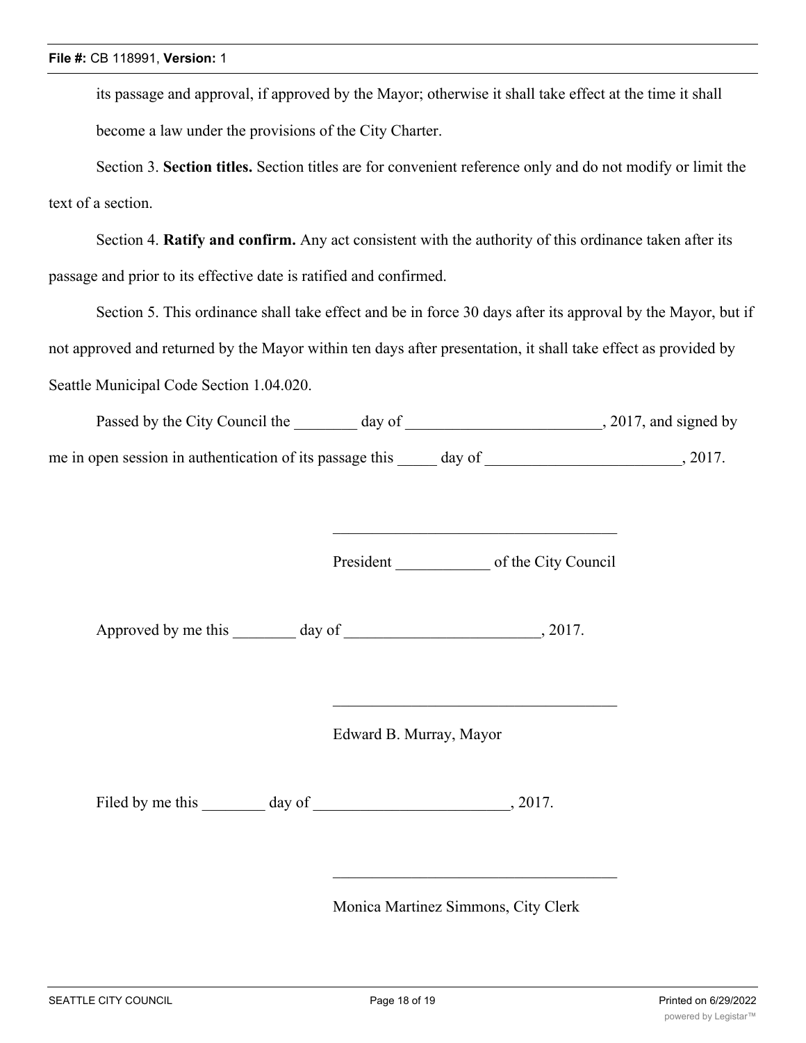its passage and approval, if approved by the Mayor; otherwise it shall take effect at the time it shall become a law under the provisions of the City Charter.

Section 3. **Section titles.** Section titles are for convenient reference only and do not modify or limit the text of a section.

Section 4. **Ratify and confirm.** Any act consistent with the authority of this ordinance taken after its passage and prior to its effective date is ratified and confirmed.

Section 5. This ordinance shall take effect and be in force 30 days after its approval by the Mayor, but if not approved and returned by the Mayor within ten days after presentation, it shall take effect as provided by Seattle Municipal Code Section 1.04.020.

Passed by the City Council the ________ day of _________________________, 2017, and signed by me in open session in authentication of its passage this _____ day of _________________________, 2017.

____________________________________

President ____________ of the City Council

Approved by me this ________ day of _________________________, 2017.

____________________________________

Edward B. Murray, Mayor

Filed by me this ________ day of _________________________, 2017.

____________________________________

Monica Martinez Simmons, City Clerk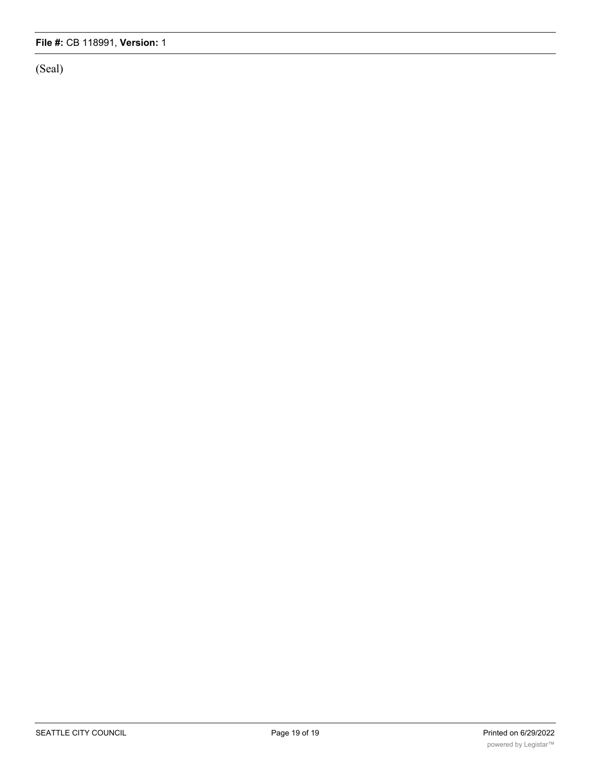(Seal)